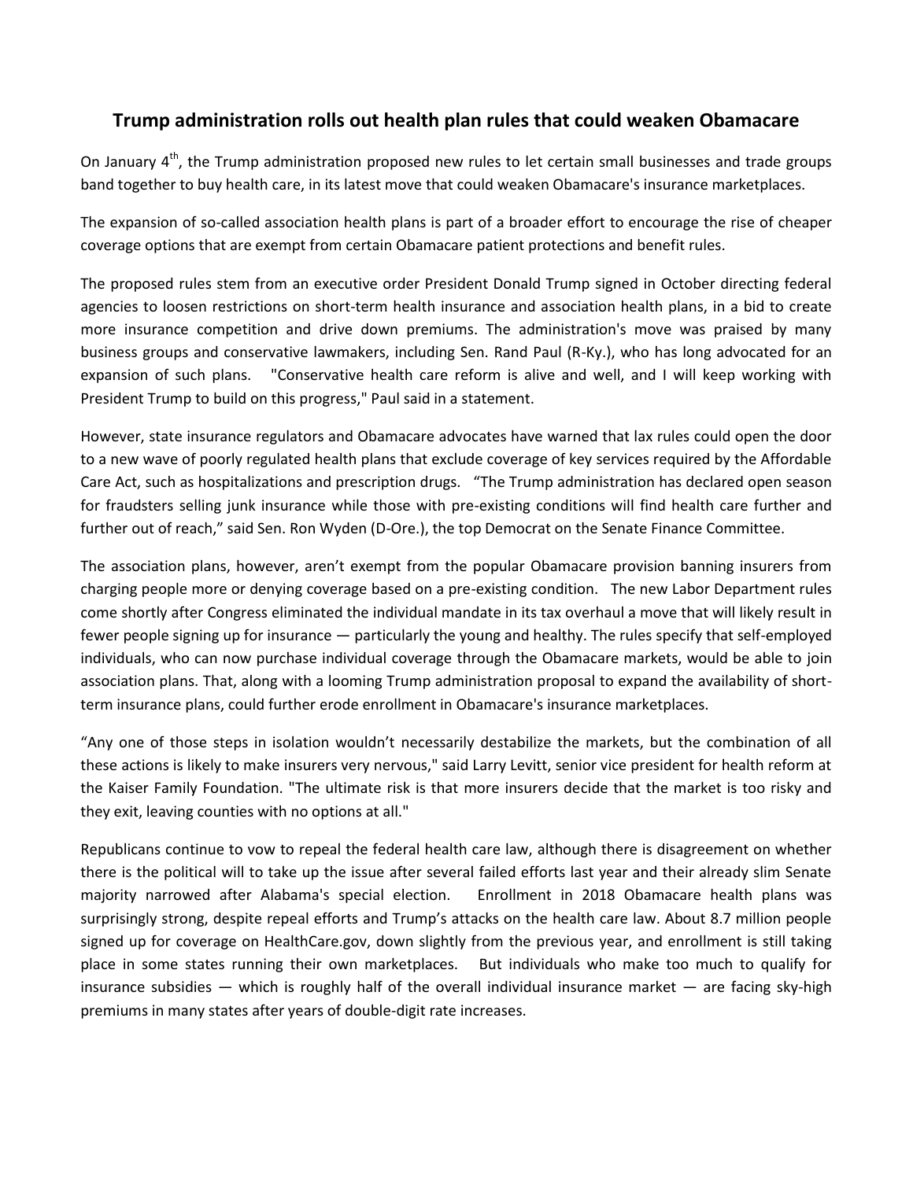# Trump administration rolls out health plan rules that could weaken Obamacare

On January 4th, the Trump administration proposed new rules to let certain small businesses and trade groups band together to buy health care, in its latest move that could weaken Obamacare's insurance marketplaces.

The expansion of so-called association health plans is part of a broader effort to encourage the rise of cheaper coverage options that are exempt from certain Obamacare patient protections and benefit rules.

The proposed rules stem from an executive order President Donald Trump signed in October directing federal agencies to loosen restrictions on short-term health insurance and association health plans, in a bid to create more insurance competition and drive down premiums. The administration's move was praised by many business groups and conservative lawmakers, including Sen. Rand Paul (R-Ky.), who has long advocated for an expansion of such plans. "Conservative health care reform is alive and well, and I will keep working with President Trump to build on this progress," Paul said in a statement.

However, state insurance regulators and Obamacare advocates have warned that lax rules could open the door to a new wave of poorly regulated health plans that exclude coverage of key services required by the Affordable Care Act, such as hospitalizations and prescription drugs. "The Trump administration has declared open season for fraudsters selling junk insurance while those with pre-existing conditions will find health care further and further out of reach," said Sen. Ron Wyden (D-Ore.), the top Democrat on the Senate Finance Committee.

The association plans, however, aren't exempt from the popular Obamacare provision banning insurers from charging people more or denying coverage based on a pre-existing condition. The new Labor Department rules come shortly after Congress eliminated the individual mandate in its tax overhaul a move that will likely result in fewer people signing up for insurance — particularly the young and healthy. The rules specify that self-employed individuals, who can now purchase individual coverage through the Obamacare markets, would be able to join association plans. That, along with a looming Trump administration proposal to expand the availability of short-term insurance plans, could further erode enrollment in Obamacare's insurance marketplaces.

"Any one of those steps in isolation wouldn't necessarily destabilize the markets, but the combination of all these actions is likely to make insurers very nervous," said Larry Levitt, senior vice president for health reform at the Kaiser Family Foundation. "The ultimate risk is that more insurers decide that the market is too risky and they exit, leaving counties with no options at all."

Republicans continue to vow to repeal the federal health care law, although there is disagreement on whether there is the political will to take up the issue after several failed efforts last year and their already slim Senate majority narrowed after Alabama's special election. Enrollment in 2018 Obamacare health plans was surprisingly strong, despite repeal efforts and Trump's attacks on the health care law. About 8.7 million people signed up for coverage on HealthCare.gov, down slightly from the previous year, and enrollment is still taking place in some states running their own marketplaces. But individuals who make too much to qualify for insurance subsidies — which is roughly half of the overall individual insurance market — are facing sky-high premiums in many states after years of double-digit rate increases.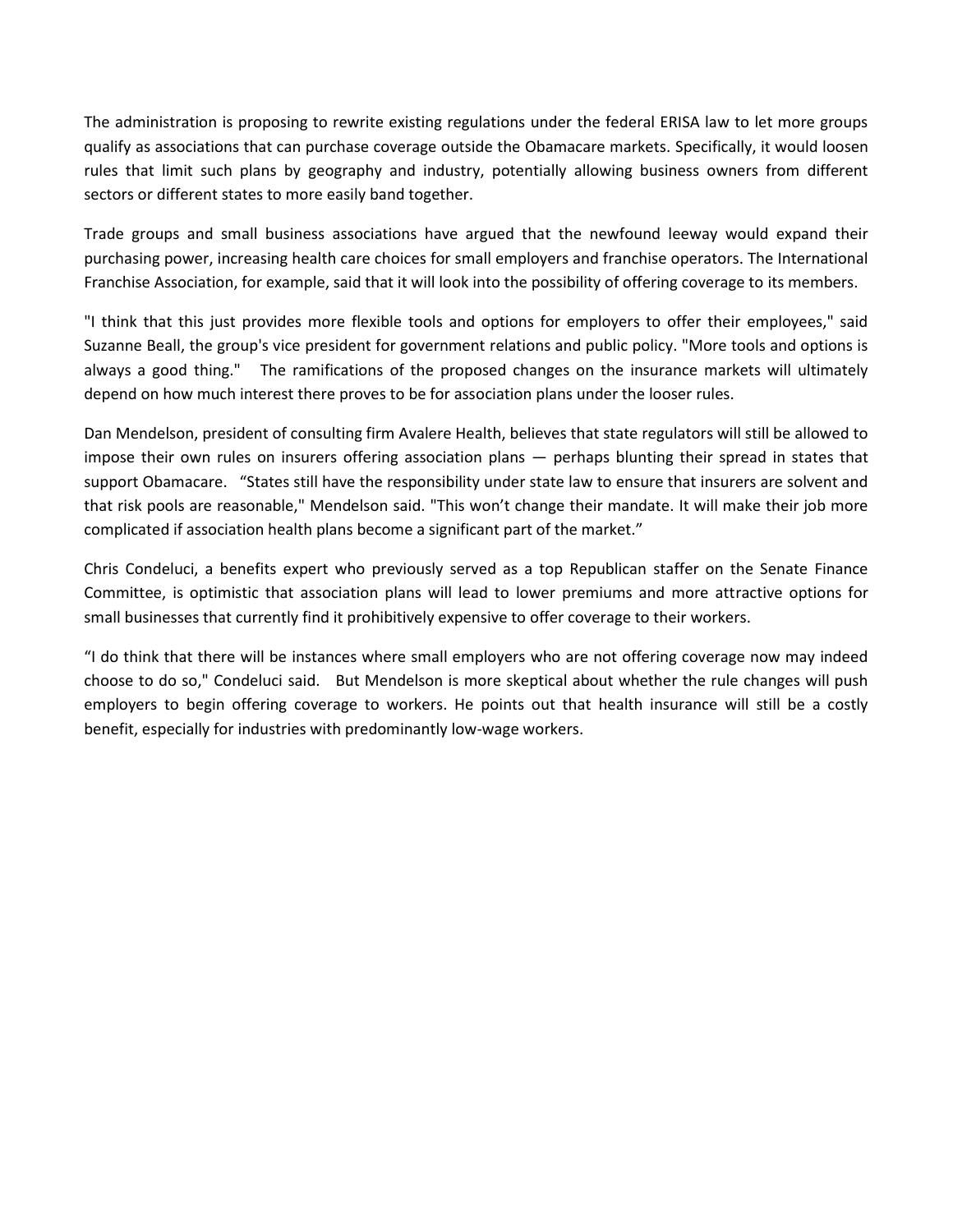The administration is proposing to rewrite existing regulations under the federal ERISA law to let more groups qualify as associations that can purchase coverage outside the Obamacare markets. Specifically, it would loosen rules that limit such plans by geography and industry, potentially allowing business owners from different sectors or different states to more easily band together.

Trade groups and small business associations have argued that the newfound leeway would expand their purchasing power, increasing health care choices for small employers and franchise operators. The International Franchise Association, for example, said that it will look into the possibility of offering coverage to its members.

"I think that this just provides more flexible tools and options for employers to offer their employees," said Suzanne Beall, the group's vice president for government relations and public policy. "More tools and options is always a good thing." The ramifications of the proposed changes on the insurance markets will ultimately depend on how much interest there proves to be for association plans under the looser rules.

Dan Mendelson, president of consulting firm Avalere Health, believes that state regulators will still be allowed to impose their own rules on insurers offering association plans — perhaps blunting their spread in states that support Obamacare. "States still have the responsibility under state law to ensure that insurers are solvent and that risk pools are reasonable," Mendelson said. "This won't change their mandate. It will make their job more complicated if association health plans become a significant part of the market."

Chris Condeluci, a benefits expert who previously served as a top Republican staffer on the Senate Finance Committee, is optimistic that association plans will lead to lower premiums and more attractive options for small businesses that currently find it prohibitively expensive to offer coverage to their workers.

"I do think that there will be instances where small employers who are not offering coverage now may indeed choose to do so," Condeluci said. But Mendelson is more skeptical about whether the rule changes will push employers to begin offering coverage to workers. He points out that health insurance will still be a costly benefit, especially for industries with predominantly low-wage workers.